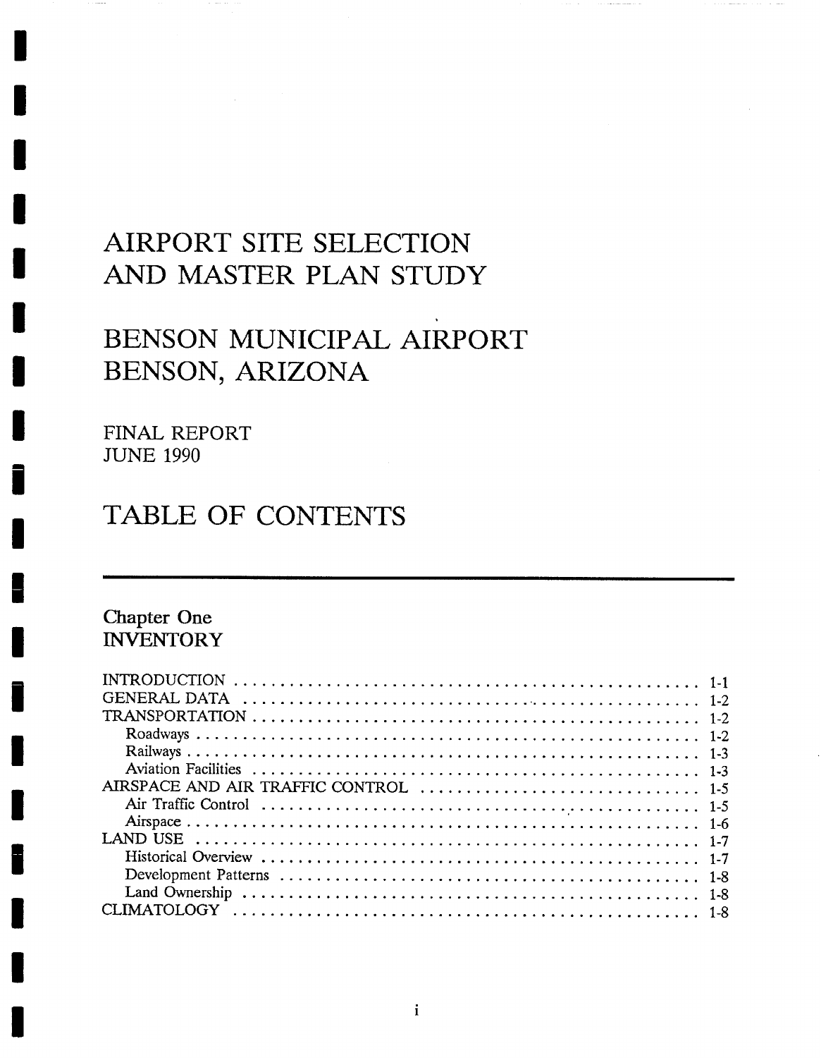# AIRPORT SITE SELECTION AND MASTER PLAN STUDY

# BENSON MUNICIPAL AIRPORT BENSON, ARIZONA

FINAL REPORT
JUNE 1990

# TABLE OF CONTENTS

## Chapter One INVENTORY

INTRODUCTION . . . . . . . . . . . . . . . . . . . . . . . . . . . . . . . . . . . . . . . . . . . 1-1
GENERAL DATA . . . . . . . . . . . . . . . . . . . . . . . . . . . . . . . . . . . . . . . . . . . 1-2
TRANSPORTATION . . . . . . . . . . . . . . . . . . . . . . . . . . . . . . . . . . . . . . . . . . 1-2
  Roadways . . . . . . . . . . . . . . . . . . . . . . . . . . . . . . . . . . . . . . . . . . . 1-2
  Railways . . . . . . . . . . . . . . . . . . . . . . . . . . . . . . . . . . . . . . . . . . . 1-3
  Aviation Facilities . . . . . . . . . . . . . . . . . . . . . . . . . . . . . . . . . . . . . . 1-3
AIRSPACE AND AIR TRAFFIC CONTROL . . . . . . . . . . . . . . . . . . . . . . . . . . . . . 1-5
  Air Traffic Control . . . . . . . . . . . . . . . . . . . . . . . . . . . . . . . . . . . . . 1-5
  Airspace . . . . . . . . . . . . . . . . . . . . . . . . . . . . . . . . . . . . . . . . . . . 1-6
LAND USE . . . . . . . . . . . . . . . . . . . . . . . . . . . . . . . . . . . . . . . . . . . . . 1-7
  Historical Overview . . . . . . . . . . . . . . . . . . . . . . . . . . . . . . . . . . . . 1-7
  Development Patterns . . . . . . . . . . . . . . . . . . . . . . . . . . . . . . . . . . . 1-8
  Land Ownership . . . . . . . . . . . . . . . . . . . . . . . . . . . . . . . . . . . . . . . 1-8
CLIMATOLOGY . . . . . . . . . . . . . . . . . . . . . . . . . . . . . . . . . . . . . . . . . . . 1-8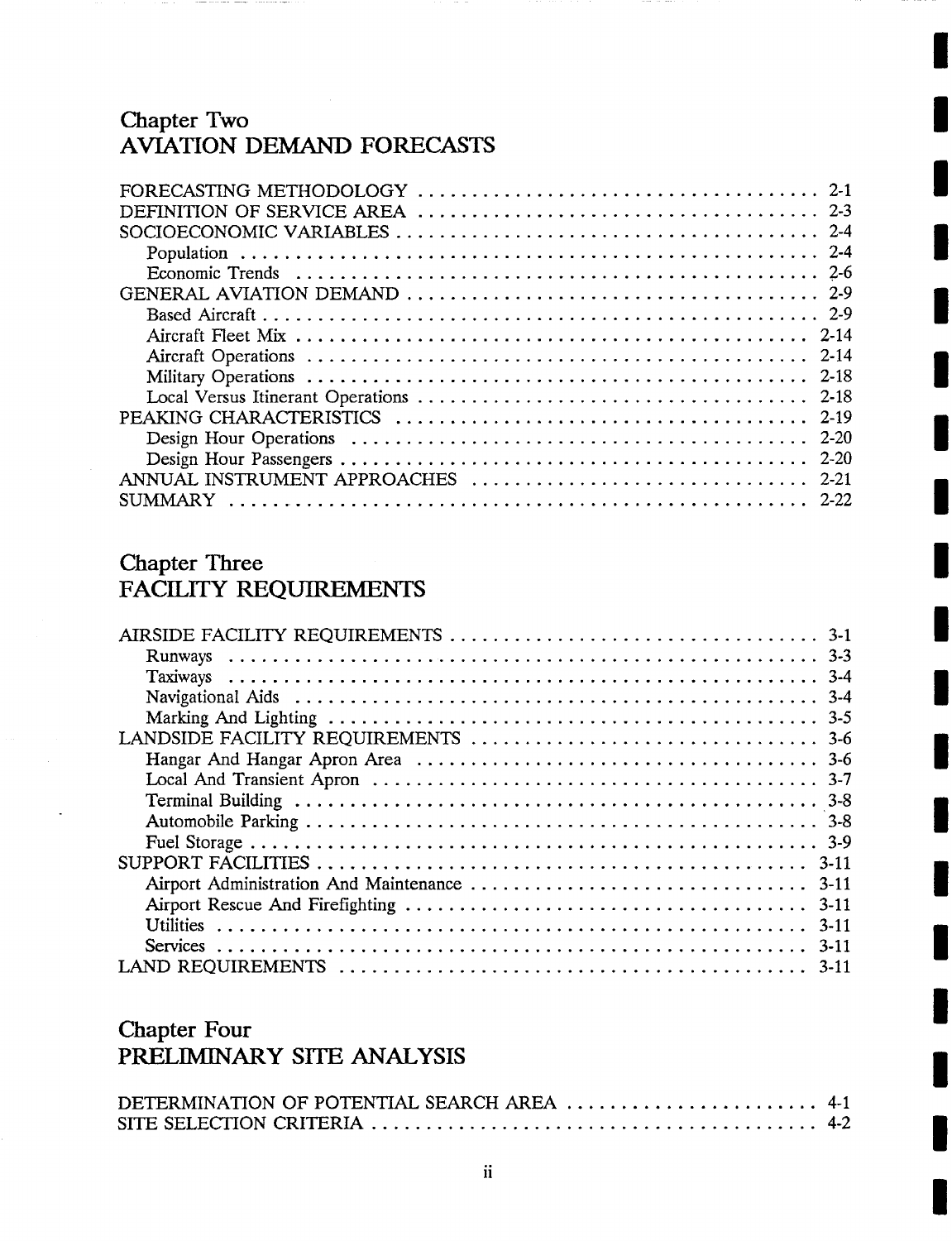## Chapter Two
## AVIATION DEMAND FORECASTS

FORECASTING METHODOLOGY . . . . . . . . . . . . . . . . . . . . . . . . . . . . . . . . . . . . 2-1
DEFINITION OF SERVICE AREA . . . . . . . . . . . . . . . . . . . . . . . . . . . . . . . . . . . 2-3
SOCIOECONOMIC VARIABLES . . . . . . . . . . . . . . . . . . . . . . . . . . . . . . . . . . . . 2-4
  Population . . . . . . . . . . . . . . . . . . . . . . . . . . . . . . . . . . . . . . . . . . . . . . 2-4
  Economic Trends . . . . . . . . . . . . . . . . . . . . . . . . . . . . . . . . . . . . . . . . . . 2-6
GENERAL AVIATION DEMAND . . . . . . . . . . . . . . . . . . . . . . . . . . . . . . . . . . . . 2-9
  Based Aircraft . . . . . . . . . . . . . . . . . . . . . . . . . . . . . . . . . . . . . . . . . . . 2-9
  Aircraft Fleet Mix . . . . . . . . . . . . . . . . . . . . . . . . . . . . . . . . . . . . . . . . . 2-14
  Aircraft Operations . . . . . . . . . . . . . . . . . . . . . . . . . . . . . . . . . . . . . . . . 2-14
  Military Operations . . . . . . . . . . . . . . . . . . . . . . . . . . . . . . . . . . . . . . . . 2-18
  Local Versus Itinerant Operations . . . . . . . . . . . . . . . . . . . . . . . . . . . . . . . 2-18
PEAKING CHARACTERISTICS . . . . . . . . . . . . . . . . . . . . . . . . . . . . . . . . . . . . 2-19
  Design Hour Operations . . . . . . . . . . . . . . . . . . . . . . . . . . . . . . . . . . . . . 2-20
  Design Hour Passengers . . . . . . . . . . . . . . . . . . . . . . . . . . . . . . . . . . . . . 2-20
ANNUAL INSTRUMENT APPROACHES . . . . . . . . . . . . . . . . . . . . . . . . . . . . . . . 2-21
SUMMARY . . . . . . . . . . . . . . . . . . . . . . . . . . . . . . . . . . . . . . . . . . . . . . . . 2-22

## Chapter Three
## FACILITY REQUIREMENTS

AIRSIDE FACILITY REQUIREMENTS . . . . . . . . . . . . . . . . . . . . . . . . . . . . . . . . . 3-1
  Runways . . . . . . . . . . . . . . . . . . . . . . . . . . . . . . . . . . . . . . . . . . . . . . . 3-3
  Taxiways . . . . . . . . . . . . . . . . . . . . . . . . . . . . . . . . . . . . . . . . . . . . . . 3-4
  Navigational Aids . . . . . . . . . . . . . . . . . . . . . . . . . . . . . . . . . . . . . . . . . 3-4
  Marking And Lighting . . . . . . . . . . . . . . . . . . . . . . . . . . . . . . . . . . . . . . 3-5
LANDSIDE FACILITY REQUIREMENTS . . . . . . . . . . . . . . . . . . . . . . . . . . . . . . . 3-6
  Hangar And Hangar Apron Area . . . . . . . . . . . . . . . . . . . . . . . . . . . . . . . . . 3-6
  Local And Transient Apron . . . . . . . . . . . . . . . . . . . . . . . . . . . . . . . . . . . 3-7
  Terminal Building . . . . . . . . . . . . . . . . . . . . . . . . . . . . . . . . . . . . . . . . . 3-8
  Automobile Parking . . . . . . . . . . . . . . . . . . . . . . . . . . . . . . . . . . . . . . . . 3-8
  Fuel Storage . . . . . . . . . . . . . . . . . . . . . . . . . . . . . . . . . . . . . . . . . . . . 3-9
SUPPORT FACILITIES . . . . . . . . . . . . . . . . . . . . . . . . . . . . . . . . . . . . . . . . . 3-11
  Airport Administration And Maintenance . . . . . . . . . . . . . . . . . . . . . . . . . . . 3-11
  Airport Rescue And Firefighting . . . . . . . . . . . . . . . . . . . . . . . . . . . . . . . . 3-11
  Utilities . . . . . . . . . . . . . . . . . . . . . . . . . . . . . . . . . . . . . . . . . . . . . . . 3-11
  Services . . . . . . . . . . . . . . . . . . . . . . . . . . . . . . . . . . . . . . . . . . . . . . . 3-11
LAND REQUIREMENTS . . . . . . . . . . . . . . . . . . . . . . . . . . . . . . . . . . . . . . . . 3-11

## Chapter Four
## PRELIMINARY SITE ANALYSIS

DETERMINATION OF POTENTIAL SEARCH AREA . . . . . . . . . . . . . . . . . . . . . . . 4-1
SITE SELECTION CRITERIA . . . . . . . . . . . . . . . . . . . . . . . . . . . . . . . . . . . . . 4-2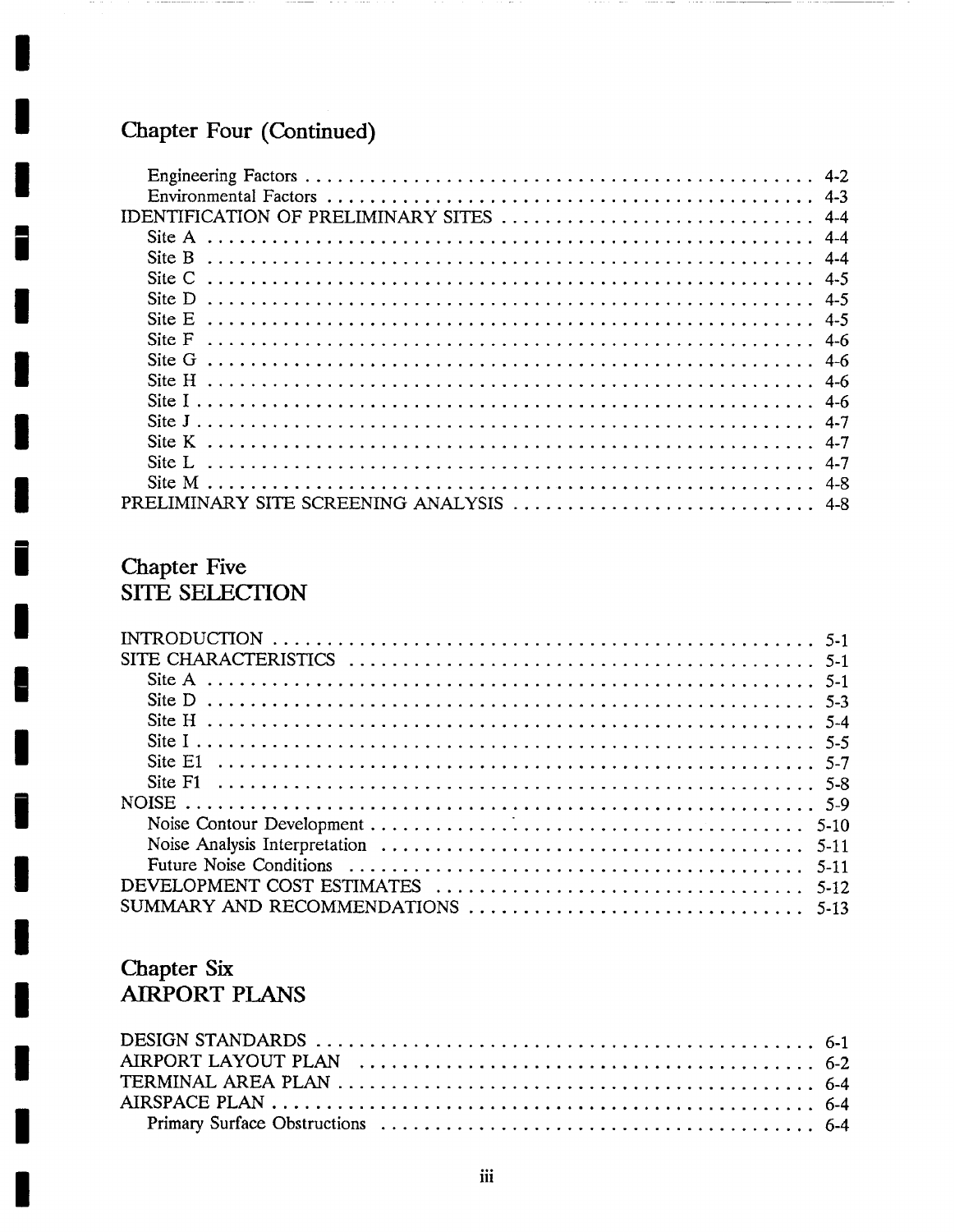## Chapter Four (Continued)

- Engineering Factors . . . . . . . . . . 4-2
- Environmental Factors . . . . . . . . . . 4-3

IDENTIFICATION OF PRELIMINARY SITES . . . . . . . . . . 4-4

- Site A . . . . . . . . . . 4-4
- Site B . . . . . . . . . . 4-4
- Site C . . . . . . . . . . 4-5
- Site D . . . . . . . . . . 4-5
- Site E . . . . . . . . . . 4-5
- Site F . . . . . . . . . . 4-6
- Site G . . . . . . . . . . 4-6
- Site H . . . . . . . . . . 4-6
- Site I . . . . . . . . . . 4-6
- Site J . . . . . . . . . . 4-7
- Site K . . . . . . . . . . 4-7
- Site L . . . . . . . . . . 4-7
- Site M . . . . . . . . . . 4-8

PRELIMINARY SITE SCREENING ANALYSIS . . . . . . . . . . 4-8

## Chapter Five
## SITE SELECTION

INTRODUCTION . . . . . . . . . . 5-1

SITE CHARACTERISTICS . . . . . . . . . . 5-1

- Site A . . . . . . . . . . 5-1
- Site D . . . . . . . . . . 5-3
- Site H . . . . . . . . . . 5-4
- Site I . . . . . . . . . . 5-5
- Site E1 . . . . . . . . . . 5-7
- Site F1 . . . . . . . . . . 5-8

NOISE . . . . . . . . . . 5-9

- Noise Contour Development . . . . . . . . . . 5-10
- Noise Analysis Interpretation . . . . . . . . . . 5-11
- Future Noise Conditions . . . . . . . . . . 5-11

DEVELOPMENT COST ESTIMATES . . . . . . . . . . 5-12

SUMMARY AND RECOMMENDATIONS . . . . . . . . . . 5-13

## Chapter Six
## AIRPORT PLANS

DESIGN STANDARDS . . . . . . . . . . 6-1

AIRPORT LAYOUT PLAN . . . . . . . . . . 6-2

TERMINAL AREA PLAN . . . . . . . . . . 6-4

AIRSPACE PLAN . . . . . . . . . . 6-4

- Primary Surface Obstructions . . . . . . . . . . 6-4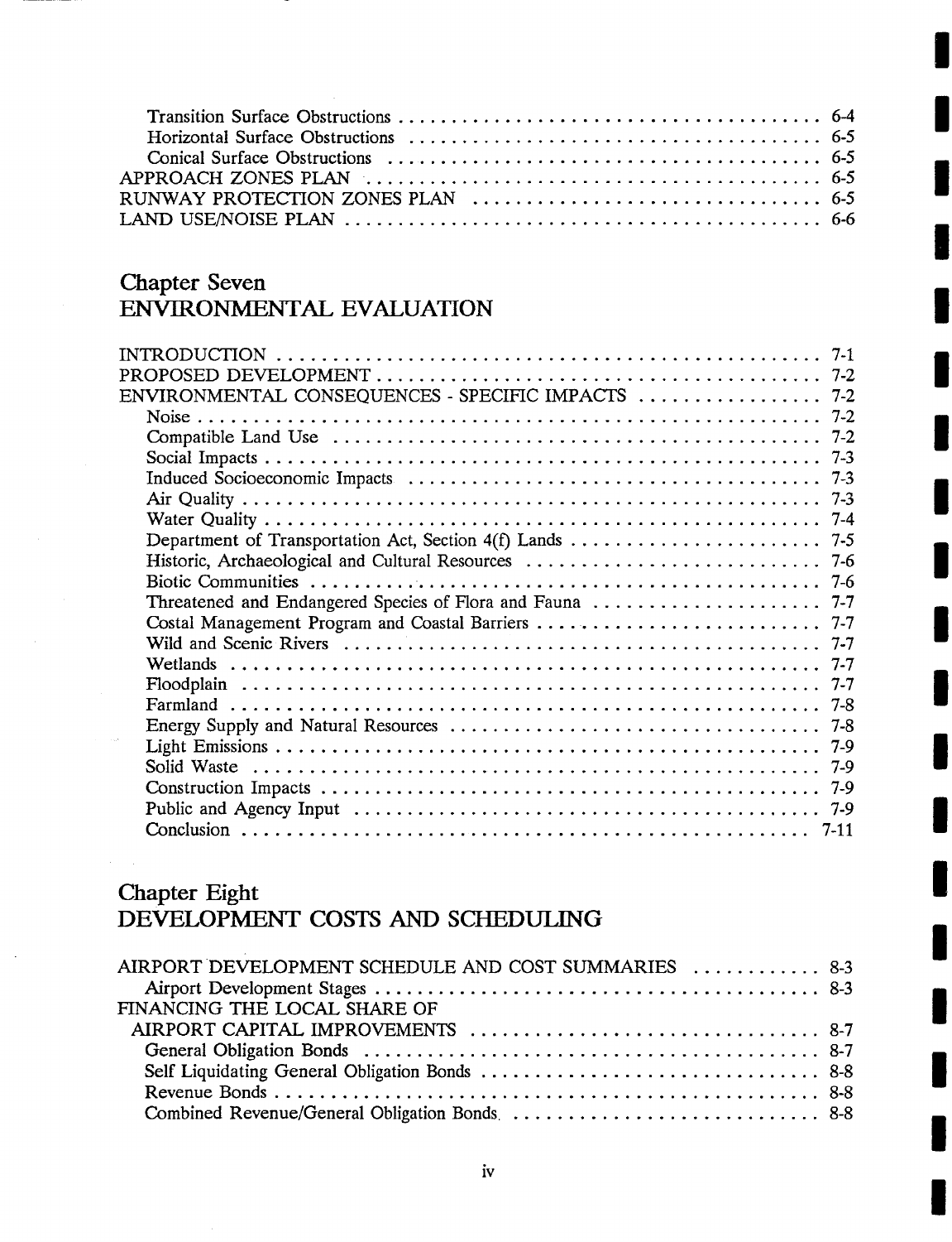Transition Surface Obstructions . . . . . . . . . . . . . . . . . . . . . . . . . . . . . . . . . . . . . . . . 6-4
Horizontal Surface Obstructions . . . . . . . . . . . . . . . . . . . . . . . . . . . . . . . . . . . . . . . 6-5
Conical Surface Obstructions . . . . . . . . . . . . . . . . . . . . . . . . . . . . . . . . . . . . . . . . 6-5
APPROACH ZONES PLAN . . . . . . . . . . . . . . . . . . . . . . . . . . . . . . . . . . . . . . . . . . . 6-5
RUNWAY PROTECTION ZONES PLAN . . . . . . . . . . . . . . . . . . . . . . . . . . . . . . . . . 6-5
LAND USE/NOISE PLAN . . . . . . . . . . . . . . . . . . . . . . . . . . . . . . . . . . . . . . . . . . . . 6-6

## Chapter Seven
## ENVIRONMENTAL EVALUATION

INTRODUCTION . . . . . . . . . . . . . . . . . . . . . . . . . . . . . . . . . . . . . . . . . . . . . . . . . . 7-1
PROPOSED DEVELOPMENT . . . . . . . . . . . . . . . . . . . . . . . . . . . . . . . . . . . . . . . . . 7-2
ENVIRONMENTAL CONSEQUENCES - SPECIFIC IMPACTS . . . . . . . . . . . . . . . . 7-2
Noise . . . . . . . . . . . . . . . . . . . . . . . . . . . . . . . . . . . . . . . . . . . . . . . . . . . . . . . . 7-2
Compatible Land Use . . . . . . . . . . . . . . . . . . . . . . . . . . . . . . . . . . . . . . . . . . . . . 7-2
Social Impacts . . . . . . . . . . . . . . . . . . . . . . . . . . . . . . . . . . . . . . . . . . . . . . . . . . 7-3
Induced Socioeconomic Impacts . . . . . . . . . . . . . . . . . . . . . . . . . . . . . . . . . . . . . 7-3
Air Quality . . . . . . . . . . . . . . . . . . . . . . . . . . . . . . . . . . . . . . . . . . . . . . . . . . . . 7-3
Water Quality . . . . . . . . . . . . . . . . . . . . . . . . . . . . . . . . . . . . . . . . . . . . . . . . . . 7-4
Department of Transportation Act, Section 4(f) Lands . . . . . . . . . . . . . . . . . . . . . . 7-5
Historic, Archaeological and Cultural Resources . . . . . . . . . . . . . . . . . . . . . . . . . . 7-6
Biotic Communities . . . . . . . . . . . . . . . . . . . . . . . . . . . . . . . . . . . . . . . . . . . . . . 7-6
Threatened and Endangered Species of Flora and Fauna . . . . . . . . . . . . . . . . . . . . 7-7
Costal Management Program and Coastal Barriers . . . . . . . . . . . . . . . . . . . . . . . . . 7-7
Wild and Scenic Rivers . . . . . . . . . . . . . . . . . . . . . . . . . . . . . . . . . . . . . . . . . . . 7-7
Wetlands . . . . . . . . . . . . . . . . . . . . . . . . . . . . . . . . . . . . . . . . . . . . . . . . . . . . . 7-7
Floodplain . . . . . . . . . . . . . . . . . . . . . . . . . . . . . . . . . . . . . . . . . . . . . . . . . . . . 7-7
Farmland . . . . . . . . . . . . . . . . . . . . . . . . . . . . . . . . . . . . . . . . . . . . . . . . . . . . . 7-8
Energy Supply and Natural Resources . . . . . . . . . . . . . . . . . . . . . . . . . . . . . . . . . 7-8
Light Emissions . . . . . . . . . . . . . . . . . . . . . . . . . . . . . . . . . . . . . . . . . . . . . . . . . 7-9
Solid Waste . . . . . . . . . . . . . . . . . . . . . . . . . . . . . . . . . . . . . . . . . . . . . . . . . . . 7-9
Construction Impacts . . . . . . . . . . . . . . . . . . . . . . . . . . . . . . . . . . . . . . . . . . . . . 7-9
Public and Agency Input . . . . . . . . . . . . . . . . . . . . . . . . . . . . . . . . . . . . . . . . . . 7-9
Conclusion . . . . . . . . . . . . . . . . . . . . . . . . . . . . . . . . . . . . . . . . . . . . . . . . . . . 7-11

## Chapter Eight
## DEVELOPMENT COSTS AND SCHEDULING

AIRPORT DEVELOPMENT SCHEDULE AND COST SUMMARIES . . . . . . . . . . . . 8-3
Airport Development Stages . . . . . . . . . . . . . . . . . . . . . . . . . . . . . . . . . . . . . . . . 8-3
FINANCING THE LOCAL SHARE OF AIRPORT CAPITAL IMPROVEMENTS . . . . . . . . . . . . . . . . . . . . . . . . . . . . . . . 8-7
General Obligation Bonds . . . . . . . . . . . . . . . . . . . . . . . . . . . . . . . . . . . . . . . . . 8-7
Self Liquidating General Obligation Bonds . . . . . . . . . . . . . . . . . . . . . . . . . . . . . . 8-8
Revenue Bonds . . . . . . . . . . . . . . . . . . . . . . . . . . . . . . . . . . . . . . . . . . . . . . . . . 8-8
Combined Revenue/General Obligation Bonds . . . . . . . . . . . . . . . . . . . . . . . . . . . . 8-8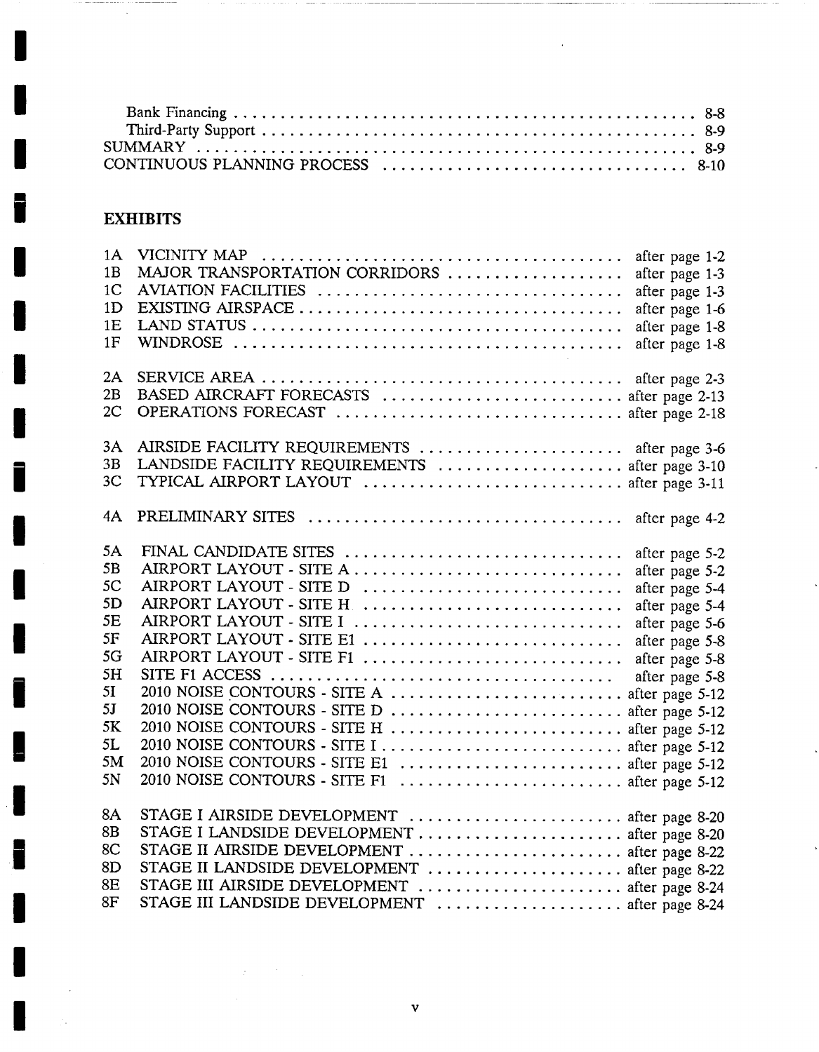Bank Financing . . . . . . . . . . . . . . . . . . . . . . . . . . . . . . . . . . . . . . . . . . . . . . . . . . 8-8
Third-Party Support . . . . . . . . . . . . . . . . . . . . . . . . . . . . . . . . . . . . . . . . . . . . . . . . 8-9
SUMMARY . . . . . . . . . . . . . . . . . . . . . . . . . . . . . . . . . . . . . . . . . . . . . . . . . . . . . . 8-9
CONTINUOUS PLANNING PROCESS . . . . . . . . . . . . . . . . . . . . . . . . . . . . . . . . 8-10

## EXHIBITS

| | | |
|---|---|---|
| 1A | VICINITY MAP | after page 1-2 |
| 1B | MAJOR TRANSPORTATION CORRIDORS | after page 1-3 |
| 1C | AVIATION FACILITIES | after page 1-3 |
| 1D | EXISTING AIRSPACE | after page 1-6 |
| 1E | LAND STATUS | after page 1-8 |
| 1F | WINDROSE | after page 1-8 |
| | | |
| 2A | SERVICE AREA | after page 2-3 |
| 2B | BASED AIRCRAFT FORECASTS | after page 2-13 |
| 2C | OPERATIONS FORECAST | after page 2-18 |
| | | |
| 3A | AIRSIDE FACILITY REQUIREMENTS | after page 3-6 |
| 3B | LANDSIDE FACILITY REQUIREMENTS | after page 3-10 |
| 3C | TYPICAL AIRPORT LAYOUT | after page 3-11 |
| | | |
| 4A | PRELIMINARY SITES | after page 4-2 |
| | | |
| 5A | FINAL CANDIDATE SITES | after page 5-2 |
| 5B | AIRPORT LAYOUT - SITE A | after page 5-2 |
| 5C | AIRPORT LAYOUT - SITE D | after page 5-4 |
| 5D | AIRPORT LAYOUT - SITE H | after page 5-4 |
| 5E | AIRPORT LAYOUT - SITE I | after page 5-6 |
| 5F | AIRPORT LAYOUT - SITE E1 | after page 5-8 |
| 5G | AIRPORT LAYOUT - SITE F1 | after page 5-8 |
| 5H | SITE F1 ACCESS | after page 5-8 |
| 5I | 2010 NOISE CONTOURS - SITE A | after page 5-12 |
| 5J | 2010 NOISE CONTOURS - SITE D | after page 5-12 |
| 5K | 2010 NOISE CONTOURS - SITE H | after page 5-12 |
| 5L | 2010 NOISE CONTOURS - SITE I | after page 5-12 |
| 5M | 2010 NOISE CONTOURS - SITE E1 | after page 5-12 |
| 5N | 2010 NOISE CONTOURS - SITE F1 | after page 5-12 |
| | | |
| 8A | STAGE I AIRSIDE DEVELOPMENT | after page 8-20 |
| 8B | STAGE I LANDSIDE DEVELOPMENT | after page 8-20 |
| 8C | STAGE II AIRSIDE DEVELOPMENT | after page 8-22 |
| 8D | STAGE II LANDSIDE DEVELOPMENT | after page 8-22 |
| 8E | STAGE III AIRSIDE DEVELOPMENT | after page 8-24 |
| 8F | STAGE III LANDSIDE DEVELOPMENT | after page 8-24 |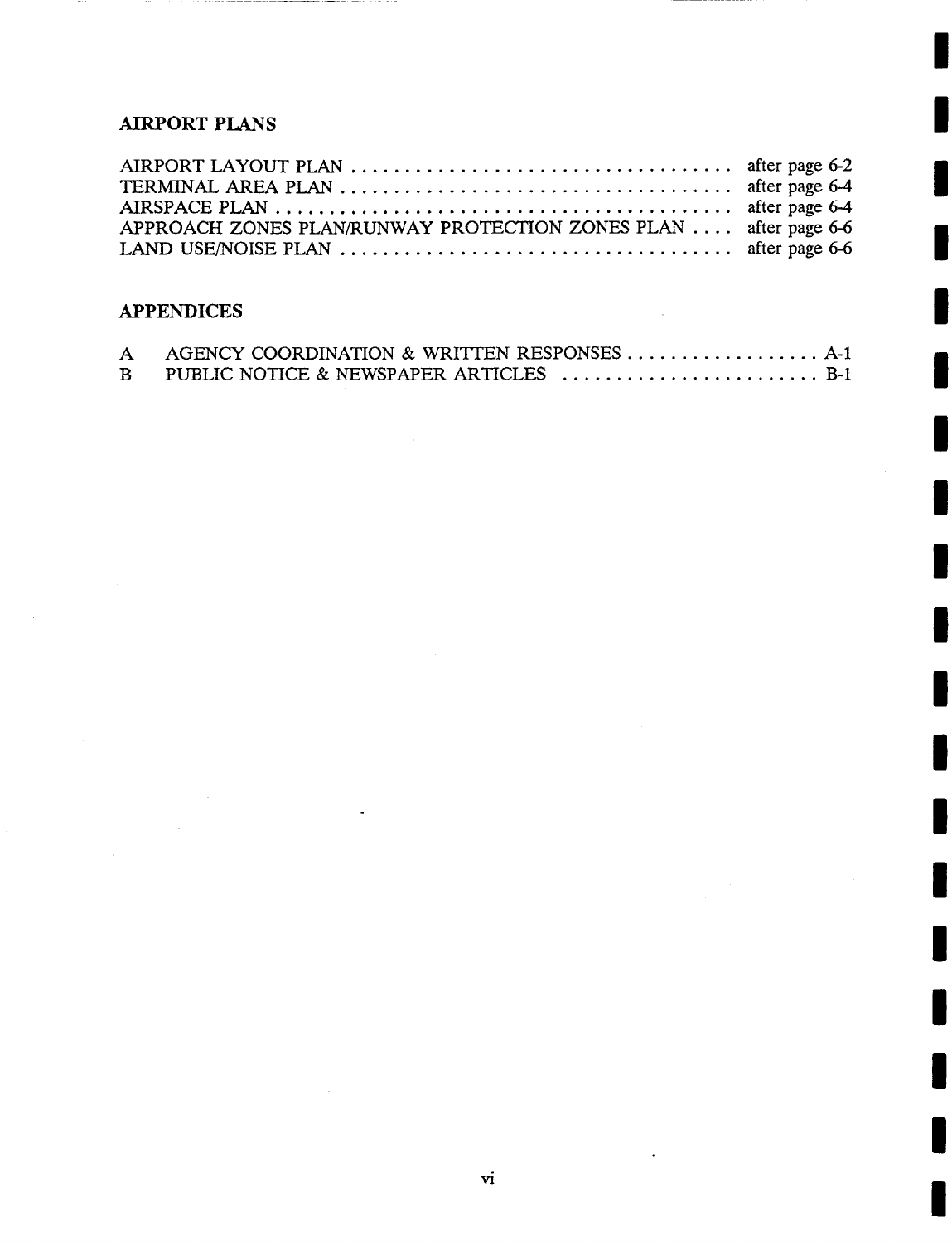## AIRPORT PLANS

| | |
|---|---|
| AIRPORT LAYOUT PLAN | after page 6-2 |
| TERMINAL AREA PLAN | after page 6-4 |
| AIRSPACE PLAN | after page 6-4 |
| APPROACH ZONES PLAN/RUNWAY PROTECTION ZONES PLAN | after page 6-6 |
| LAND USE/NOISE PLAN | after page 6-6 |

## APPENDICES

| | | |
|---|---|---|
| A | AGENCY COORDINATION & WRITTEN RESPONSES | A-1 |
| B | PUBLIC NOTICE & NEWSPAPER ARTICLES | B-1 |